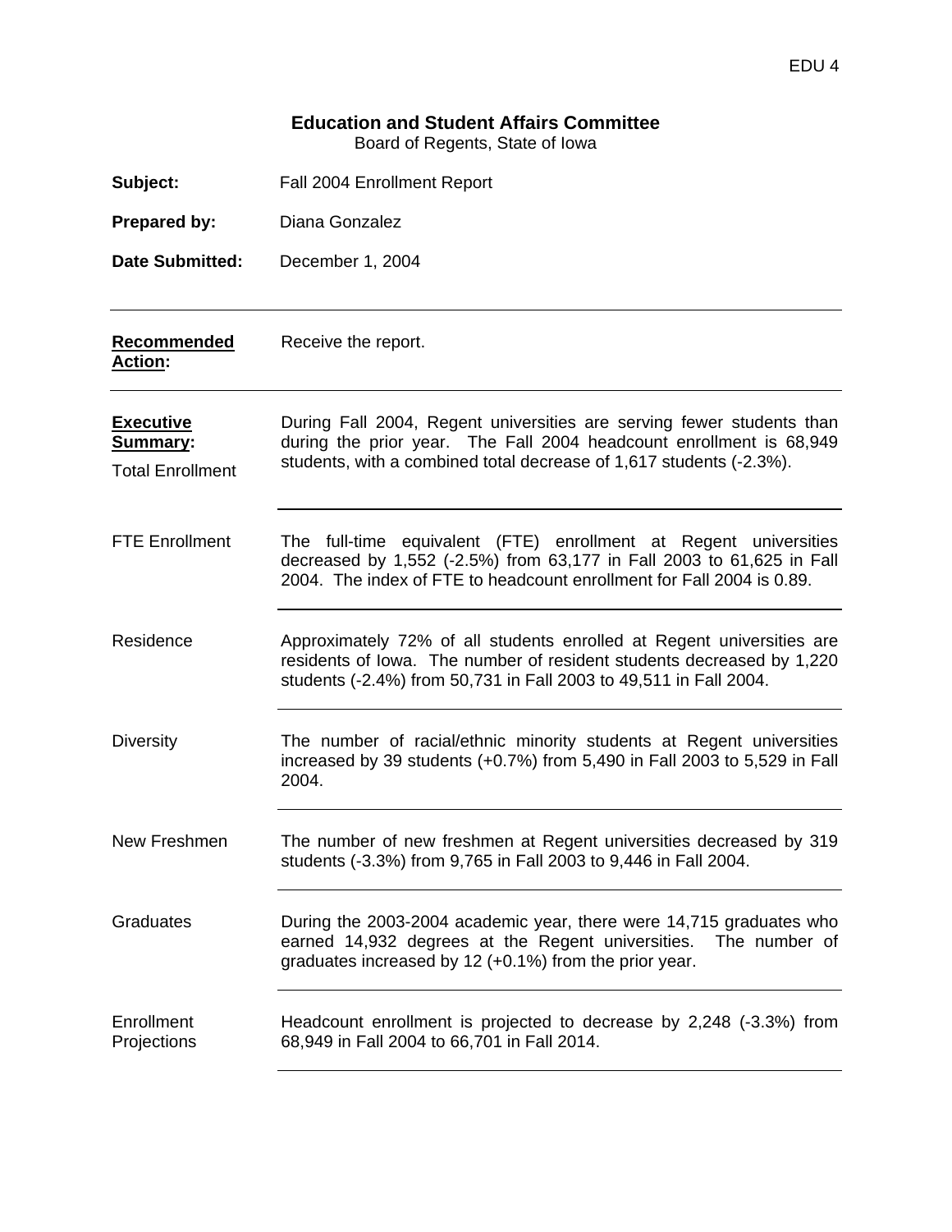## Education and Student Affairs Committee

Board of Regents, State of Iowa

**Subject:** Fall 2004 Enrollment Report

**Prepared by:** Diana Gonzalez

**Date Submitted:** December 1, 2004

---

**Recommended Action:** Receive the report.

---

**Executive Summary:**

**Total Enrollment**

During Fall 2004, Regent universities are serving fewer students than during the prior year. The Fall 2004 headcount enrollment is 68,949 students, with a combined total decrease of 1,617 students (-2.3%).

**FTE Enrollment**

The full-time equivalent (FTE) enrollment at Regent universities decreased by 1,552 (-2.5%) from 63,177 in Fall 2003 to 61,625 in Fall 2004. The index of FTE to headcount enrollment for Fall 2004 is 0.89.

**Residence**

Approximately 72% of all students enrolled at Regent universities are residents of Iowa. The number of resident students decreased by 1,220 students (-2.4%) from 50,731 in Fall 2003 to 49,511 in Fall 2004.

**Diversity**

The number of racial/ethnic minority students at Regent universities increased by 39 students (+0.7%) from 5,490 in Fall 2003 to 5,529 in Fall 2004.

**New Freshmen**

The number of new freshmen at Regent universities decreased by 319 students (-3.3%) from 9,765 in Fall 2003 to 9,446 in Fall 2004.

**Graduates**

During the 2003-2004 academic year, there were 14,715 graduates who earned 14,932 degrees at the Regent universities. The number of graduates increased by 12 (+0.1%) from the prior year.

**Enrollment Projections**

Headcount enrollment is projected to decrease by 2,248 (-3.3%) from 68,949 in Fall 2004 to 66,701 in Fall 2014.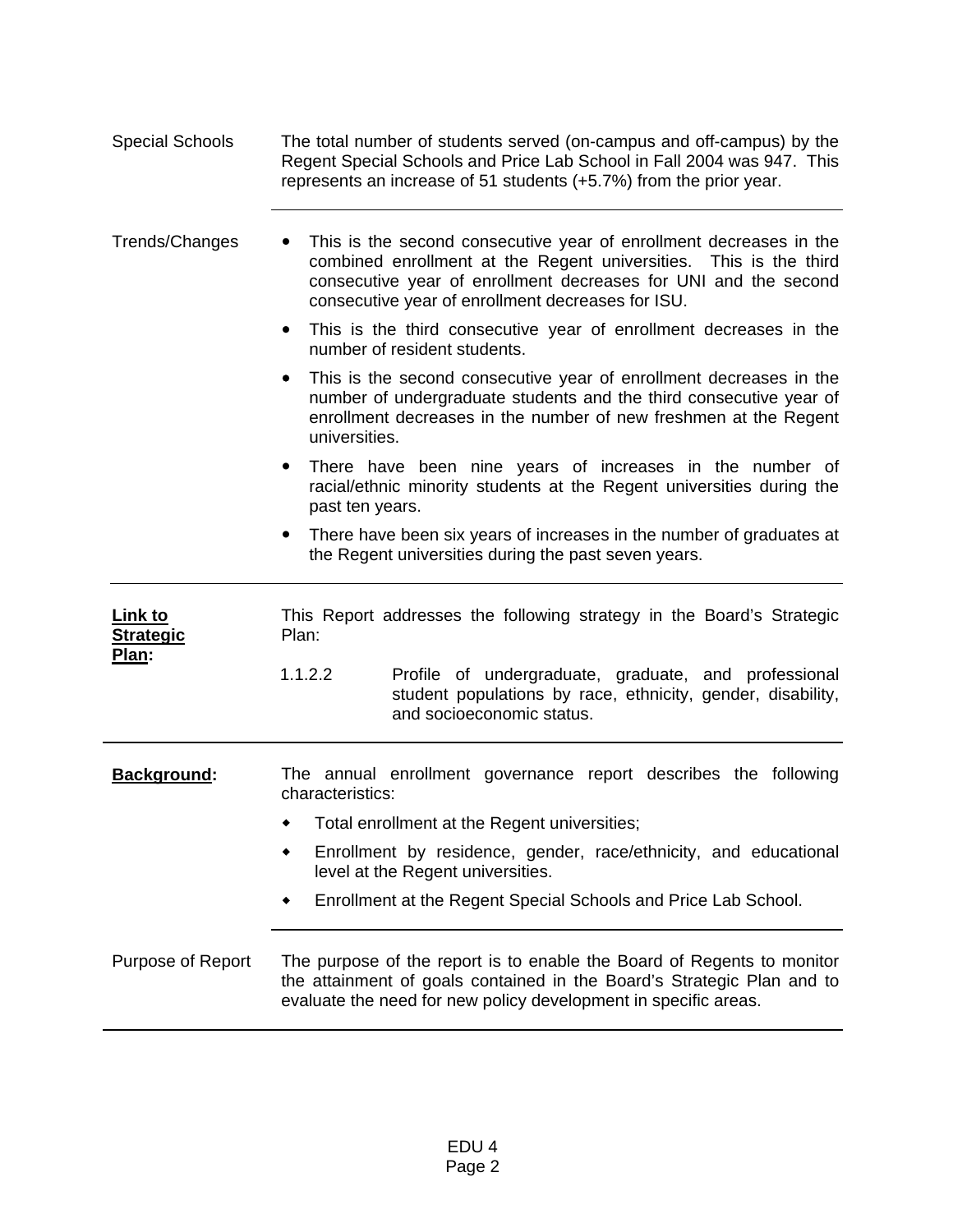Special Schools

The total number of students served (on-campus and off-campus) by the Regent Special Schools and Price Lab School in Fall 2004 was 947. This represents an increase of 51 students (+5.7%) from the prior year.

---

Trends/Changes

- This is the second consecutive year of enrollment decreases in the combined enrollment at the Regent universities. This is the third consecutive year of enrollment decreases for UNI and the second consecutive year of enrollment decreases for ISU.
- This is the third consecutive year of enrollment decreases in the number of resident students.
- This is the second consecutive year of enrollment decreases in the number of undergraduate students and the third consecutive year of enrollment decreases in the number of new freshmen at the Regent universities.
- There have been nine years of increases in the number of racial/ethnic minority students at the Regent universities during the past ten years.
- There have been six years of increases in the number of graduates at the Regent universities during the past seven years.

---

**Link to Strategic Plan:**

This Report addresses the following strategy in the Board's Strategic Plan:

1.1.2.2 Profile of undergraduate, graduate, and professional student populations by race, ethnicity, gender, disability, and socioeconomic status.

---

**Background:**

The annual enrollment governance report describes the following characteristics:

- Total enrollment at the Regent universities;
- Enrollment by residence, gender, race/ethnicity, and educational level at the Regent universities.
- Enrollment at the Regent Special Schools and Price Lab School.

---

Purpose of Report

The purpose of the report is to enable the Board of Regents to monitor the attainment of goals contained in the Board's Strategic Plan and to evaluate the need for new policy development in specific areas.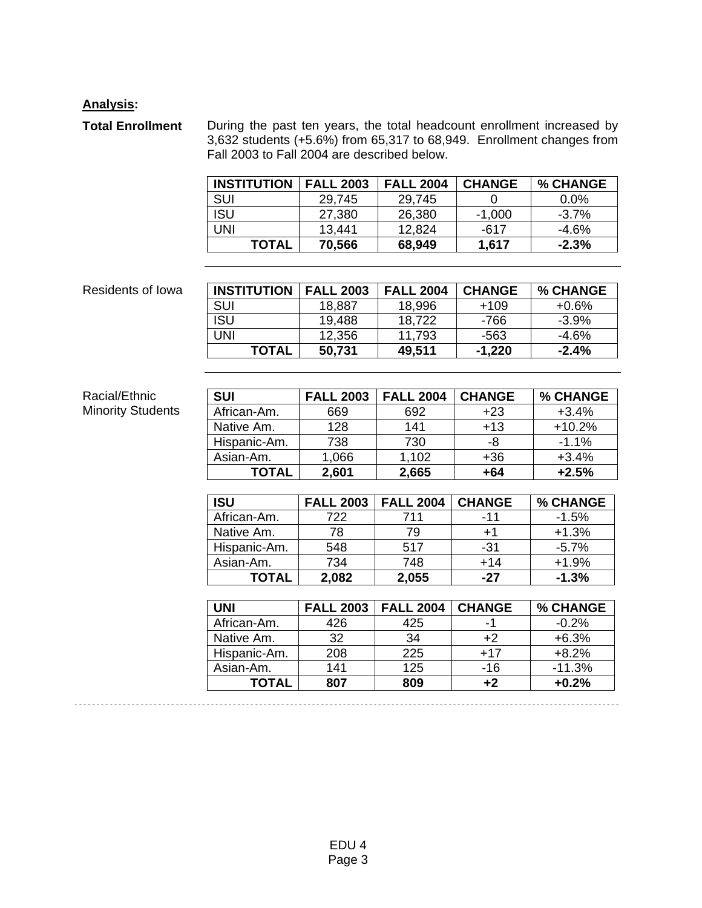**Analysis:**

**Total Enrollment** During the past ten years, the total headcount enrollment increased by 3,632 students (+5.6%) from 65,317 to 68,949. Enrollment changes from Fall 2003 to Fall 2004 are described below.

| INSTITUTION | FALL 2003 | FALL 2004 | CHANGE | % CHANGE |
|---|---|---|---|---|
| SUI | 29,745 | 29,745 | 0 | 0.0% |
| ISU | 27,380 | 26,380 | -1,000 | -3.7% |
| UNI | 13,441 | 12,824 | -617 | -4.6% |
| **TOTAL** | **70,566** | **68,949** | **1,617** | **-2.3%** |

---

Residents of Iowa

| INSTITUTION | FALL 2003 | FALL 2004 | CHANGE | % CHANGE |
|---|---|---|---|---|
| SUI | 18,887 | 18,996 | +109 | +0.6% |
| ISU | 19,488 | 18,722 | -766 | -3.9% |
| UNI | 12,356 | 11,793 | -563 | -4.6% |
| **TOTAL** | **50,731** | **49,511** | **-1,220** | **-2.4%** |

---

Racial/Ethnic Minority Students

| SUI | FALL 2003 | FALL 2004 | CHANGE | % CHANGE |
|---|---|---|---|---|
| African-Am. | 669 | 692 | +23 | +3.4% |
| Native Am. | 128 | 141 | +13 | +10.2% |
| Hispanic-Am. | 738 | 730 | -8 | -1.1% |
| Asian-Am. | 1,066 | 1,102 | +36 | +3.4% |
| **TOTAL** | **2,601** | **2,665** | **+64** | **+2.5%** |

| ISU | FALL 2003 | FALL 2004 | CHANGE | % CHANGE |
|---|---|---|---|---|
| African-Am. | 722 | 711 | -11 | -1.5% |
| Native Am. | 78 | 79 | +1 | +1.3% |
| Hispanic-Am. | 548 | 517 | -31 | -5.7% |
| Asian-Am. | 734 | 748 | +14 | +1.9% |
| **TOTAL** | **2,082** | **2,055** | **-27** | **-1.3%** |

| UNI | FALL 2003 | FALL 2004 | CHANGE | % CHANGE |
|---|---|---|---|---|
| African-Am. | 426 | 425 | -1 | -0.2% |
| Native Am. | 32 | 34 | +2 | +6.3% |
| Hispanic-Am. | 208 | 225 | +17 | +8.2% |
| Asian-Am. | 141 | 125 | -16 | -11.3% |
| **TOTAL** | **807** | **809** | **+2** | **+0.2%** |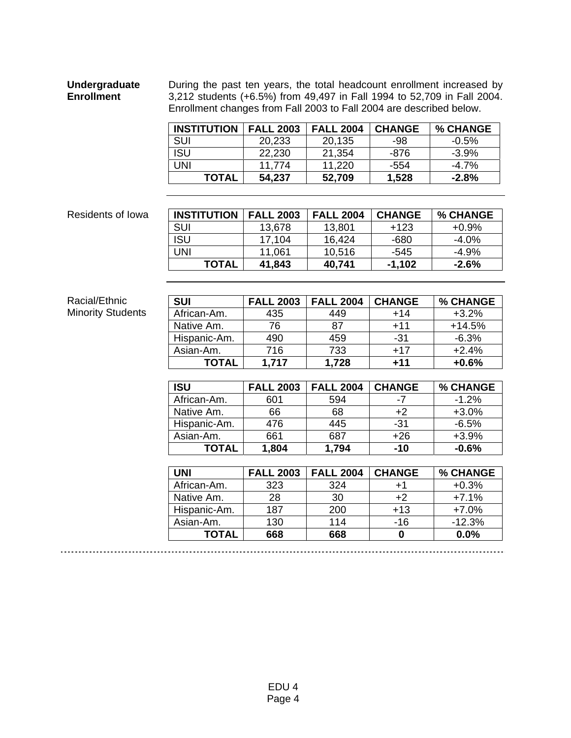**Undergraduate Enrollment**

During the past ten years, the total headcount enrollment increased by 3,212 students (+6.5%) from 49,497 in Fall 1994 to 52,709 in Fall 2004. Enrollment changes from Fall 2003 to Fall 2004 are described below.

| INSTITUTION | FALL 2003 | FALL 2004 | CHANGE | % CHANGE |
|---|---|---|---|---|
| SUI | 20,233 | 20,135 | -98 | -0.5% |
| ISU | 22,230 | 21,354 | -876 | -3.9% |
| UNI | 11,774 | 11,220 | -554 | -4.7% |
| **TOTAL** | **54,237** | **52,709** | **1,528** | **-2.8%** |

Residents of Iowa

| INSTITUTION | FALL 2003 | FALL 2004 | CHANGE | % CHANGE |
|---|---|---|---|---|
| SUI | 13,678 | 13,801 | +123 | +0.9% |
| ISU | 17,104 | 16,424 | -680 | -4.0% |
| UNI | 11,061 | 10,516 | -545 | -4.9% |
| **TOTAL** | **41,843** | **40,741** | **-1,102** | **-2.6%** |

Racial/Ethnic Minority Students

| SUI | FALL 2003 | FALL 2004 | CHANGE | % CHANGE |
|---|---|---|---|---|
| African-Am. | 435 | 449 | +14 | +3.2% |
| Native Am. | 76 | 87 | +11 | +14.5% |
| Hispanic-Am. | 490 | 459 | -31 | -6.3% |
| Asian-Am. | 716 | 733 | +17 | +2.4% |
| **TOTAL** | **1,717** | **1,728** | **+11** | **+0.6%** |

| ISU | FALL 2003 | FALL 2004 | CHANGE | % CHANGE |
|---|---|---|---|---|
| African-Am. | 601 | 594 | -7 | -1.2% |
| Native Am. | 66 | 68 | +2 | +3.0% |
| Hispanic-Am. | 476 | 445 | -31 | -6.5% |
| Asian-Am. | 661 | 687 | +26 | +3.9% |
| **TOTAL** | **1,804** | **1,794** | **-10** | **-0.6%** |

| UNI | FALL 2003 | FALL 2004 | CHANGE | % CHANGE |
|---|---|---|---|---|
| African-Am. | 323 | 324 | +1 | +0.3% |
| Native Am. | 28 | 30 | +2 | +7.1% |
| Hispanic-Am. | 187 | 200 | +13 | +7.0% |
| Asian-Am. | 130 | 114 | -16 | -12.3% |
| **TOTAL** | **668** | **668** | **0** | **0.0%** |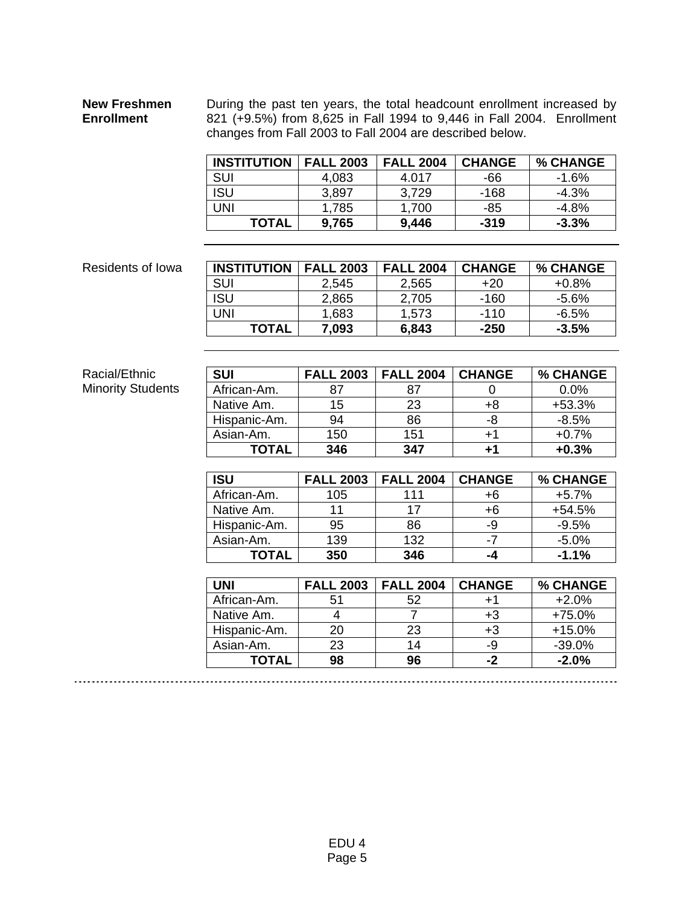**New Freshmen Enrollment**

During the past ten years, the total headcount enrollment increased by 821 (+9.5%) from 8,625 in Fall 1994 to 9,446 in Fall 2004. Enrollment changes from Fall 2003 to Fall 2004 are described below.

| INSTITUTION | FALL 2003 | FALL 2004 | CHANGE | % CHANGE |
|---|---|---|---|---|
| SUI | 4,083 | 4.017 | -66 | -1.6% |
| ISU | 3,897 | 3,729 | -168 | -4.3% |
| UNI | 1,785 | 1,700 | -85 | -4.8% |
| **TOTAL** | **9,765** | **9,446** | **-319** | **-3.3%** |

Residents of Iowa

| INSTITUTION | FALL 2003 | FALL 2004 | CHANGE | % CHANGE |
|---|---|---|---|---|
| SUI | 2,545 | 2,565 | +20 | +0.8% |
| ISU | 2,865 | 2,705 | -160 | -5.6% |
| UNI | 1,683 | 1,573 | -110 | -6.5% |
| **TOTAL** | **7,093** | **6,843** | **-250** | **-3.5%** |

Racial/Ethnic Minority Students

| SUI | FALL 2003 | FALL 2004 | CHANGE | % CHANGE |
|---|---|---|---|---|
| African-Am. | 87 | 87 | 0 | 0.0% |
| Native Am. | 15 | 23 | +8 | +53.3% |
| Hispanic-Am. | 94 | 86 | -8 | -8.5% |
| Asian-Am. | 150 | 151 | +1 | +0.7% |
| **TOTAL** | **346** | **347** | **+1** | **+0.3%** |

| ISU | FALL 2003 | FALL 2004 | CHANGE | % CHANGE |
|---|---|---|---|---|
| African-Am. | 105 | 111 | +6 | +5.7% |
| Native Am. | 11 | 17 | +6 | +54.5% |
| Hispanic-Am. | 95 | 86 | -9 | -9.5% |
| Asian-Am. | 139 | 132 | -7 | -5.0% |
| **TOTAL** | **350** | **346** | **-4** | **-1.1%** |

| UNI | FALL 2003 | FALL 2004 | CHANGE | % CHANGE |
|---|---|---|---|---|
| African-Am. | 51 | 52 | +1 | +2.0% |
| Native Am. | 4 | 7 | +3 | +75.0% |
| Hispanic-Am. | 20 | 23 | +3 | +15.0% |
| Asian-Am. | 23 | 14 | -9 | -39.0% |
| **TOTAL** | **98** | **96** | **-2** | **-2.0%** |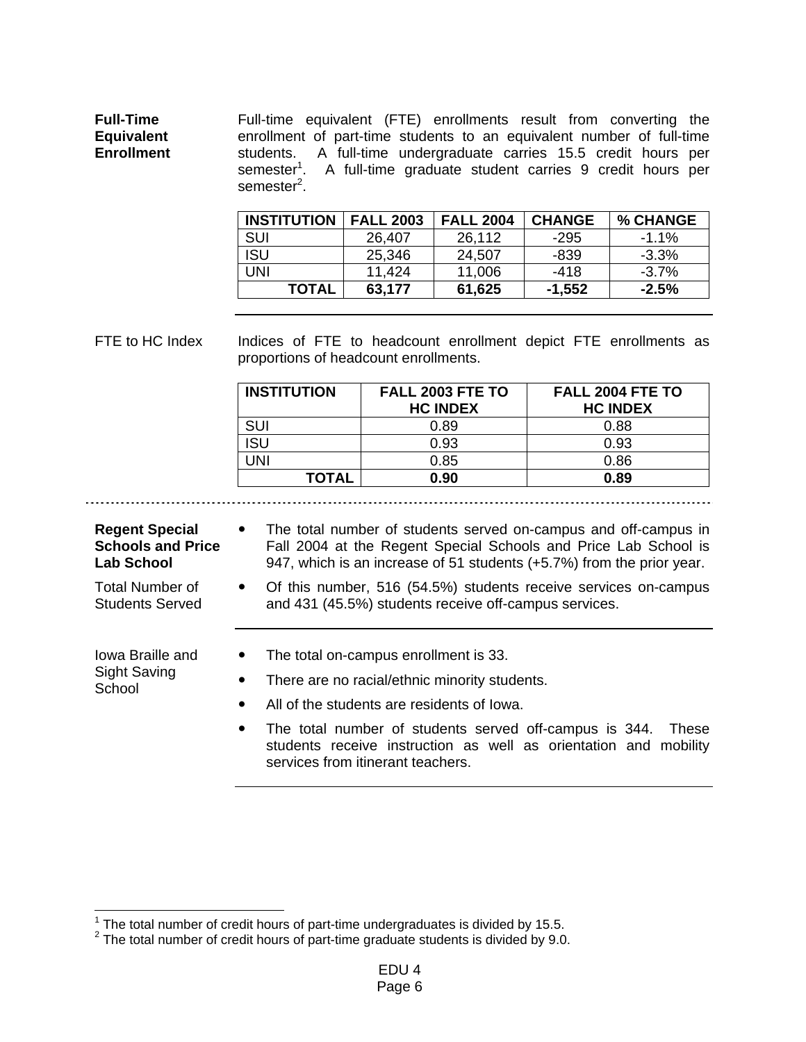**Full-Time Equivalent Enrollment**

Full-time equivalent (FTE) enrollments result from converting the enrollment of part-time students to an equivalent number of full-time students. A full-time undergraduate carries 15.5 credit hours per semester[1]. A full-time graduate student carries 9 credit hours per semester[2].

| INSTITUTION | FALL 2003 | FALL 2004 | CHANGE | % CHANGE |
|---|---|---|---|---|
| SUI | 26,407 | 26,112 | -295 | -1.1% |
| ISU | 25,346 | 24,507 | -839 | -3.3% |
| UNI | 11,424 | 11,006 | -418 | -3.7% |
| **TOTAL** | **63,177** | **61,625** | **-1,552** | **-2.5%** |

FTE to HC Index

Indices of FTE to headcount enrollment depict FTE enrollments as proportions of headcount enrollments.

| INSTITUTION | FALL 2003 FTE TO HC INDEX | FALL 2004 FTE TO HC INDEX |
|---|---|---|
| SUI | 0.89 | 0.88 |
| ISU | 0.93 | 0.93 |
| UNI | 0.85 | 0.86 |
| **TOTAL** | **0.90** | **0.89** |

**Regent Special Schools and Price Lab School**

Total Number of Students Served

- The total number of students served on-campus and off-campus in Fall 2004 at the Regent Special Schools and Price Lab School is 947, which is an increase of 51 students (+5.7%) from the prior year.
- Of this number, 516 (54.5%) students receive services on-campus and 431 (45.5%) students receive off-campus services.

Iowa Braille and Sight Saving School

- The total on-campus enrollment is 33.
- There are no racial/ethnic minority students.
- All of the students are residents of Iowa.
- The total number of students served off-campus is 344. These students receive instruction as well as orientation and mobility services from itinerant teachers.

[1] The total number of credit hours of part-time undergraduates is divided by 15.5.
[2] The total number of credit hours of part-time graduate students is divided by 9.0.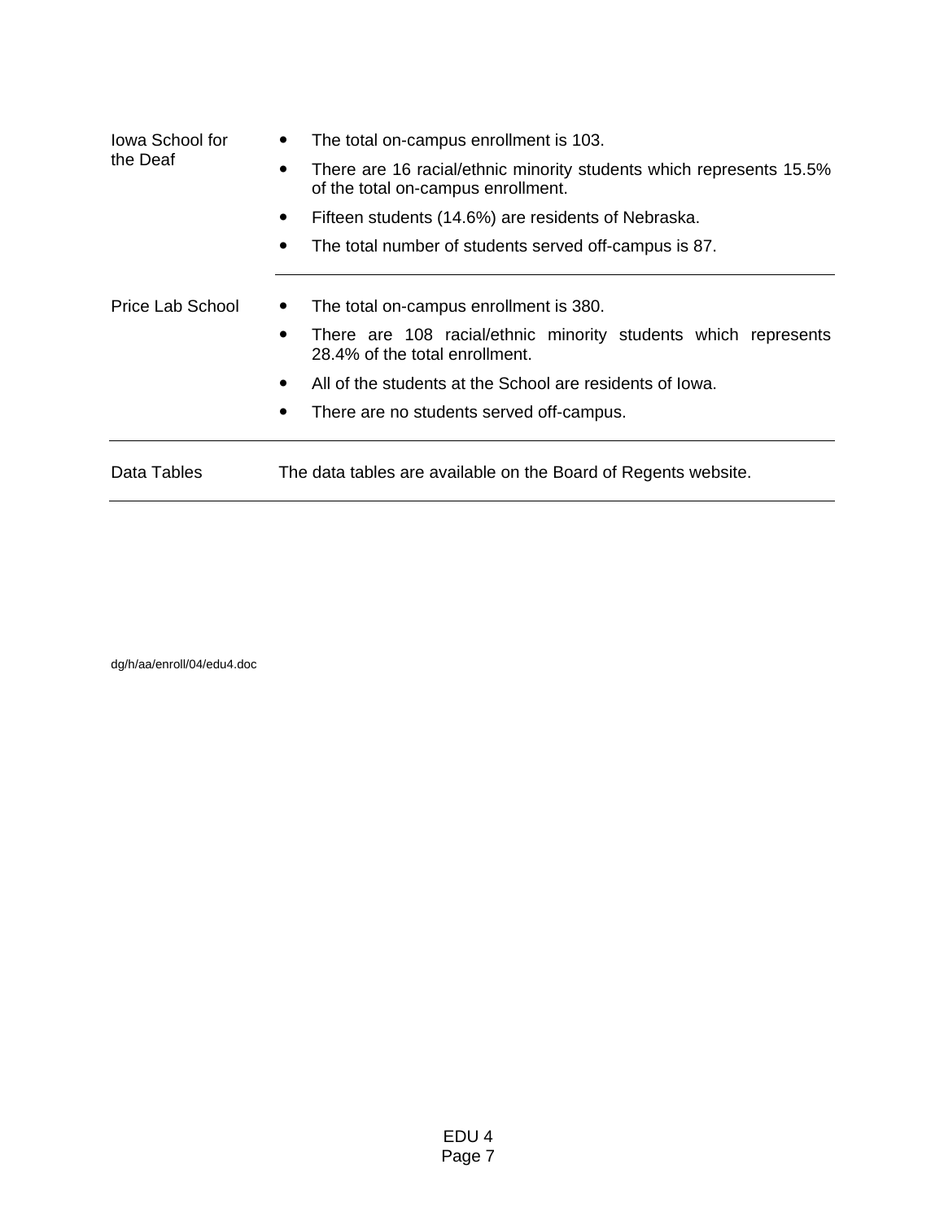**Iowa School for the Deaf**

- The total on-campus enrollment is 103.
- There are 16 racial/ethnic minority students which represents 15.5% of the total on-campus enrollment.
- Fifteen students (14.6%) are residents of Nebraska.
- The total number of students served off-campus is 87.

---

**Price Lab School**

- The total on-campus enrollment is 380.
- There are 108 racial/ethnic minority students which represents 28.4% of the total enrollment.
- All of the students at the School are residents of Iowa.
- There are no students served off-campus.

---

**Data Tables**

The data tables are available on the Board of Regents website.

---

dg/h/aa/enroll/04/edu4.doc